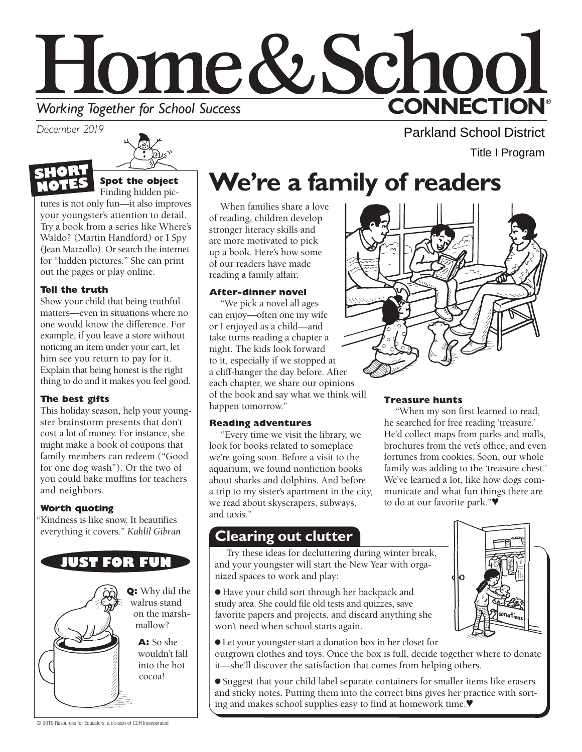# Home & School CONNECTION®

*Working Together for School Success*

*December 2019*

Parkland School District

Title I Program

## SHORT NOTES

### Spot the object

Finding hidden pictures is not only fun—it also improves your youngster's attention to detail. Try a book from a series like Where's Waldo? (Martin Handford) or I Spy (Jean Marzollo). Or search the internet for "hidden pictures." She can print out the pages or play online.

### Tell the truth

Show your child that being truthful matters—even in situations where no one would know the difference. For example, if you leave a store without noticing an item under your cart, let him see you return to pay for it. Explain that being honest is the right thing to do and it makes you feel good.

### The best gifts

This holiday season, help your youngster brainstorm presents that don't cost a lot of money. For instance, she might make a book of coupons that family members can redeem ("Good for one dog wash"). Or the two of you could bake muffins for teachers and neighbors.

### Worth quoting

"Kindness is like snow. It beautifies everything it covers." *Kahlil Gibran*

## JUST FOR FUN

**Q:** Why did the walrus stand on the marshmallow?

**A:** So she wouldn't fall into the hot cocoa!

# We're a family of readers

When families share a love of reading, children develop stronger literacy skills and are more motivated to pick up a book. Here's how some of our readers have made reading a family affair.

### After-dinner novel

"We pick a novel all ages can enjoy—often one my wife or I enjoyed as a child—and take turns reading a chapter a night. The kids look forward to it, especially if we stopped at a cliff-hanger the day before. After each chapter, we share our opinions of the book and say what we think will happen tomorrow."

### Reading adventures

"Every time we visit the library, we look for books related to someplace we're going soon. Before a visit to the aquarium, we found nonfiction books about sharks and dolphins. And before a trip to my sister's apartment in the city, we read about skyscrapers, subways, and taxis."

### Treasure hunts

"When my son first learned to read, he searched for free reading 'treasure.' He'd collect maps from parks and malls, brochures from the vet's office, and even fortunes from cookies. Soon, our whole family was adding to the 'treasure chest.' We've learned a lot, like how dogs communicate and what fun things there are to do at our favorite park."♥

## Clearing out clutter

Try these ideas for decluttering during winter break, and your youngster will start the New Year with organized spaces to work and play:

- Have your child sort through her backpack and study area. She could file old tests and quizzes, save favorite papers and projects, and discard anything she won't need when school starts again.
- Let your youngster start a donation box in her closet for outgrown clothes and toys. Once the box is full, decide together where to donate it—she'll discover the satisfaction that comes from helping others.
- Suggest that your child label separate containers for smaller items like erasers and sticky notes. Putting them into the correct bins gives her practice with sorting and makes school supplies easy to find at homework time.♥

© 2019 Resources for Educators, a division of CCH Incorporated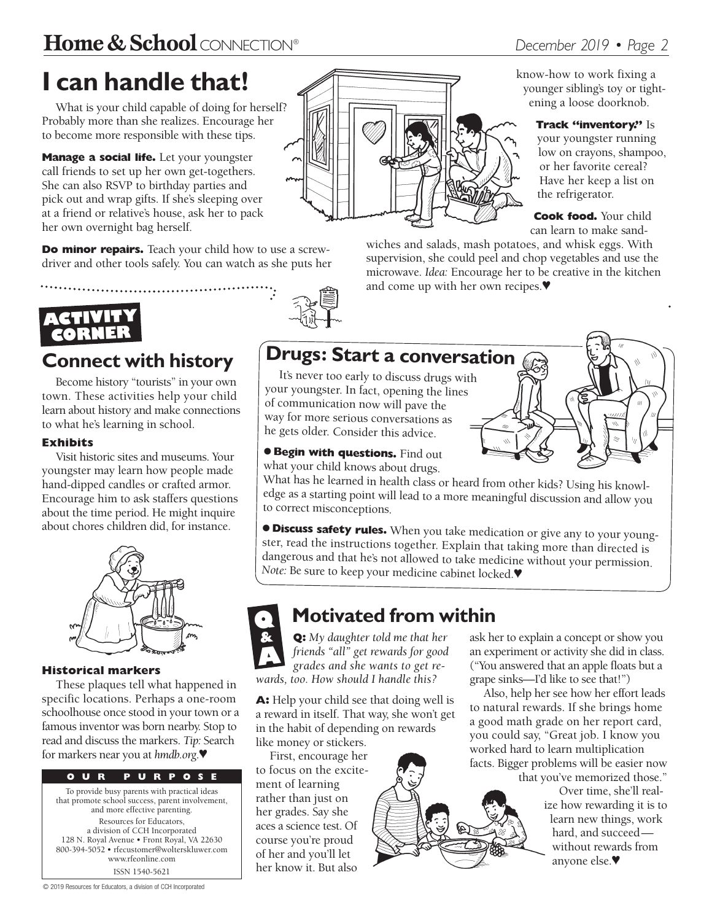# I can handle that!

What is your child capable of doing for herself? Probably more than she realizes. Encourage her to become more responsible with these tips.

**Manage a social life.** Let your youngster call friends to set up her own get-togethers. She can also RSVP to birthday parties and pick out and wrap gifts. If she's sleeping over at a friend or relative's house, ask her to pack her own overnight bag herself.

**Do minor repairs.** Teach your child how to use a screwdriver and other tools safely. You can watch as she puts her know-how to work fixing a younger sibling's toy or tightening a loose doorknob.

**Track "inventory."** Is your youngster running low on crayons, shampoo, or her favorite cereal? Have her keep a list on the refrigerator.

**Cook food.** Your child can learn to make sandwiches and salads, mash potatoes, and whisk eggs. With supervision, she could peel and chop vegetables and use the microwave. *Idea:* Encourage her to be creative in the kitchen and come up with her own recipes.♥

## ACTIVITY CORNER

# Connect with history

Become history "tourists" in your own town. These activities help your child learn about history and make connections to what he's learning in school.

### Exhibits

Visit historic sites and museums. Your youngster may learn how people made hand-dipped candles or crafted armor. Encourage him to ask staffers questions about the time period. He might inquire about chores children did, for instance.

### Historical markers

These plaques tell what happened in specific locations. Perhaps a one-room schoolhouse once stood in your town or a famous inventor was born nearby. Stop to read and discuss the markers. *Tip:* Search for markers near you at *hmdb.org*.♥

# Drugs: Start a conversation

It's never too early to discuss drugs with your youngster. In fact, opening the lines of communication now will pave the way for more serious conversations as he gets older. Consider this advice.

- **Begin with questions.** Find out what your child knows about drugs. What has he learned in health class or heard from other kids? Using his knowledge as a starting point will lead to a more meaningful discussion and allow you to correct misconceptions.
- **Discuss safety rules.** When you take medication or give any to your youngster, read the instructions together. Explain that taking more than directed is dangerous and that he's not allowed to take medicine without your permission. *Note:* Be sure to keep your medicine cabinet locked.♥

# Q & A: Motivated from within

**Q:** *My daughter told me that her friends "all" get rewards for good grades and she wants to get rewards, too. How should I handle this?*

**A:** Help your child see that doing well is a reward in itself. That way, she won't get in the habit of depending on rewards like money or stickers.

First, encourage her to focus on the excitement of learning rather than just on her grades. Say she aces a science test. Of course you're proud of her and you'll let her know it. But also ask her to explain a concept or show you an experiment or activity she did in class. ("You answered that an apple floats but a grape sinks—I'd like to see that!")

Also, help her see how her effort leads to natural rewards. If she brings home a good math grade on her report card, you could say, "Great job. I know you worked hard to learn multiplication facts. Bigger problems will be easier now that you've memorized those."

Over time, she'll realize how rewarding it is to learn new things, work hard, and succeed—without rewards from anyone else.♥

**OUR PURPOSE**

To provide busy parents with practical ideas that promote school success, parent involvement, and more effective parenting.

Resources for Educators, a division of CCH Incorporated
128 N. Royal Avenue • Front Royal, VA 22630
800-394-5052 • rfecustomer@wolterskluwer.com
www.rfeonline.com

ISSN 1540-5621

© 2019 Resources for Educators, a division of CCH Incorporated